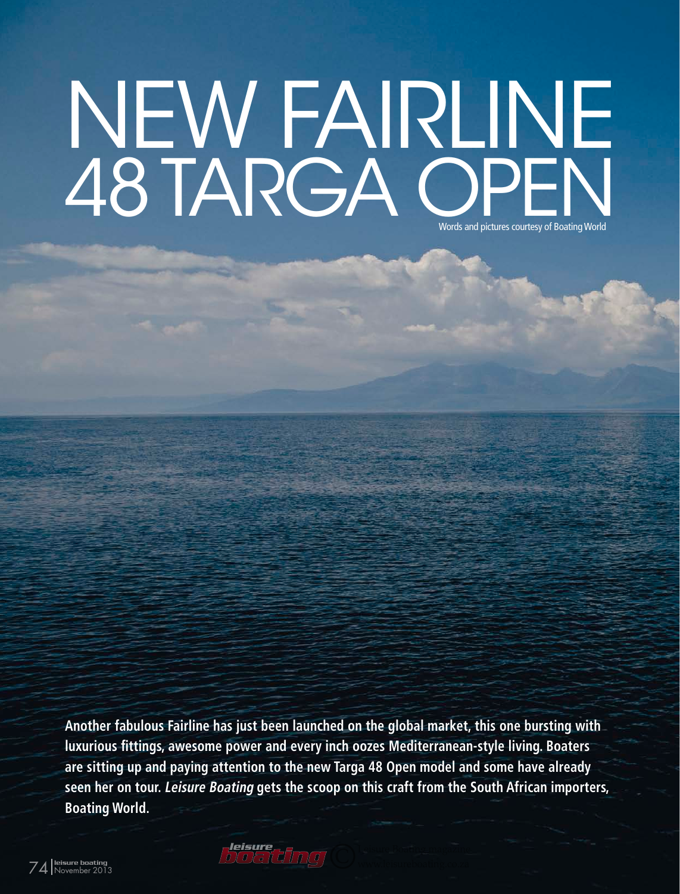# NEW FAIRLINE 48 TARGA OPEN

Words and pictures courtesy of Boating World

**Another fabulous Fairline has just been launched on the global market, this one bursting with luxurious fittings, awesome power and every inch oozes Mediterranean-style living. Boaters are sitting up and paying attention to the new Targa 48 Open model and some have already seen her on tour. *Leisure Boating* gets the scoop on this craft from the South African importers, Boating World.**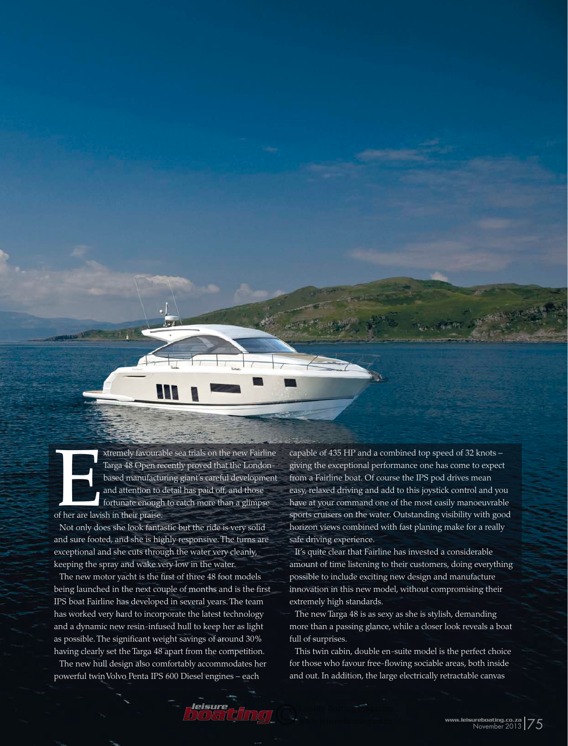Extremely favourable sea trials on the new Fairline Targa 48 Open recently proved that the London-based manufacturing giant's careful development and attention to detail has paid off, and those fortunate enough to catch more than a glimpse of her are lavish in their praise.

Not only does she look fantastic but the ride is very solid and sure footed, and she is highly responsive. The turns are exceptional and she cuts through the water very cleanly, keeping the spray and wake very low in the water.

The new motor yacht is the first of three 48 foot models being launched in the next couple of months and is the first IPS boat Fairline has developed in several years. The team has worked very hard to incorporate the latest technology and a dynamic new resin-infused hull to keep her as light as possible. The significant weight savings of around 30% having clearly set the Targa 48 apart from the competition.

The new hull design also comfortably accommodates her powerful twin Volvo Penta IPS 600 Diesel engines – each capable of 435 HP and a combined top speed of 32 knots – giving the exceptional performance one has come to expect from a Fairline boat. Of course the IPS pod drives mean easy, relaxed driving and add to this joystick control and you have at your command one of the most easily manoeuvrable sports cruisers on the water. Outstanding visibility with good horizon views combined with fast planing make for a really safe driving experience.

It's quite clear that Fairline has invested a considerable amount of time listening to their customers, doing everything possible to include exciting new design and manufacture innovation in this new model, without compromising their extremely high standards.

The new Targa 48 is as sexy as she is stylish, demanding more than a passing glance, while a closer look reveals a boat full of surprises.

This twin cabin, double en-suite model is the perfect choice for those who favour free-flowing sociable areas, both inside and out. In addition, the large electrically retractable canvas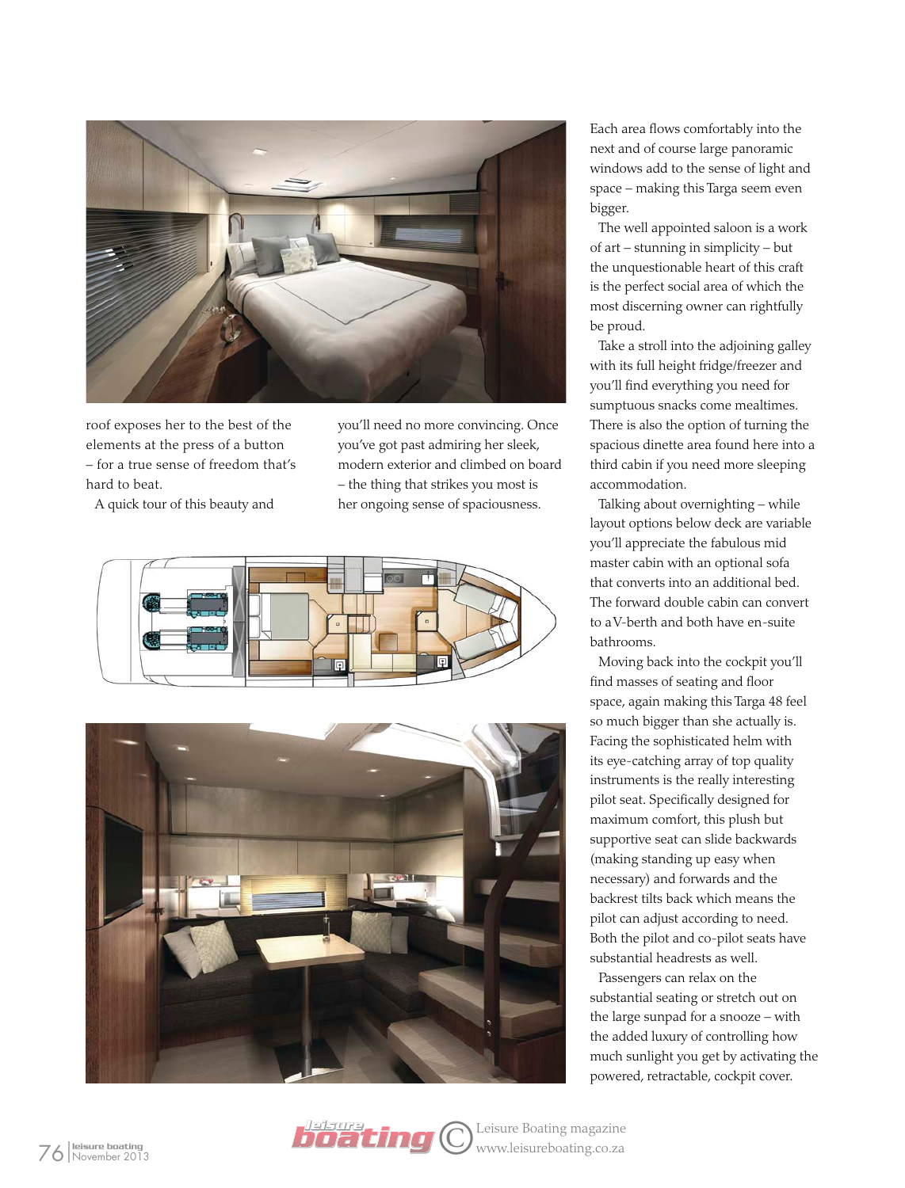roof exposes her to the best of the elements at the press of a button – for a true sense of freedom that's hard to beat.

A quick tour of this beauty and you'll need no more convincing. Once you've got past admiring her sleek, modern exterior and climbed on board – the thing that strikes you most is her ongoing sense of spaciousness.

Each area flows comfortably into the next and of course large panoramic windows add to the sense of light and space – making this Targa seem even bigger.

The well appointed saloon is a work of art – stunning in simplicity – but the unquestionable heart of this craft is the perfect social area of which the most discerning owner can rightfully be proud.

Take a stroll into the adjoining galley with its full height fridge/freezer and you'll find everything you need for sumptuous snacks come mealtimes. There is also the option of turning the spacious dinette area found here into a third cabin if you need more sleeping accommodation.

Talking about overnighting – while layout options below deck are variable you'll appreciate the fabulous mid master cabin with an optional sofa that converts into an additional bed. The forward double cabin can convert to a V-berth and both have en-suite bathrooms.

Moving back into the cockpit you'll find masses of seating and floor space, again making this Targa 48 feel so much bigger than she actually is. Facing the sophisticated helm with its eye-catching array of top quality instruments is the really interesting pilot seat. Specifically designed for maximum comfort, this plush but supportive seat can slide backwards (making standing up easy when necessary) and forwards and the backrest tilts back which means the pilot can adjust according to need. Both the pilot and co-pilot seats have substantial headrests as well.

Passengers can relax on the substantial seating or stretch out on the large sunpad for a snooze – with the added luxury of controlling how much sunlight you get by activating the powered, retractable, cockpit cover.

© Leisure Boating magazine www.leisureboating.co.za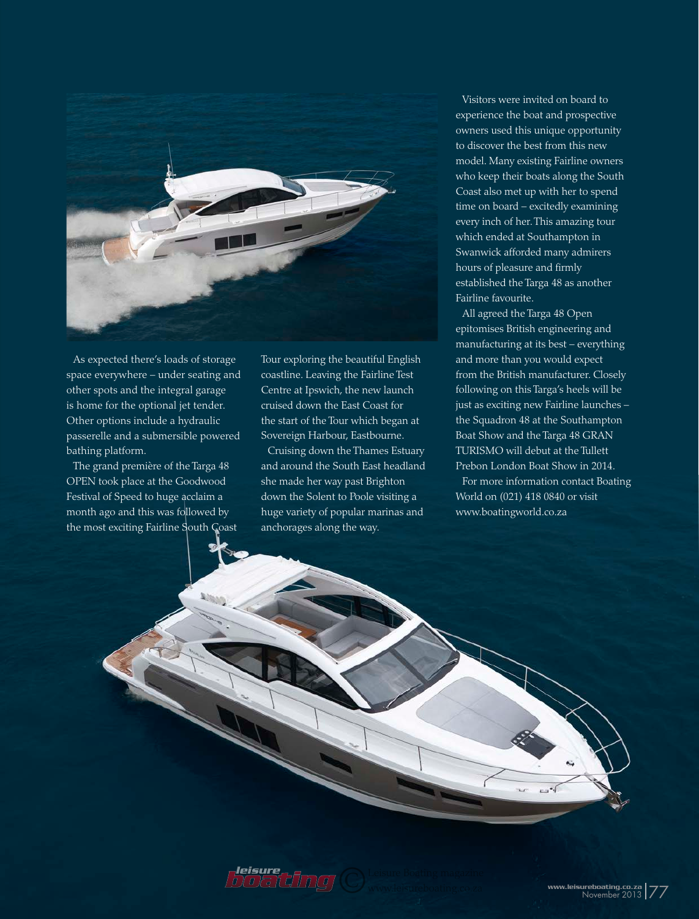As expected there's loads of storage space everywhere – under seating and other spots and the integral garage is home for the optional jet tender. Other options include a hydraulic passerelle and a submersible powered bathing platform.

The grand première of the Targa 48 OPEN took place at the Goodwood Festival of Speed to huge acclaim a month ago and this was followed by the most exciting Fairline South Coast Tour exploring the beautiful English coastline. Leaving the Fairline Test Centre at Ipswich, the new launch cruised down the East Coast for the start of the Tour which began at Sovereign Harbour, Eastbourne.

Cruising down the Thames Estuary and around the South East headland she made her way past Brighton down the Solent to Poole visiting a huge variety of popular marinas and anchorages along the way.

Visitors were invited on board to experience the boat and prospective owners used this unique opportunity to discover the best from this new model. Many existing Fairline owners who keep their boats along the South Coast also met up with her to spend time on board – excitedly examining every inch of her. This amazing tour which ended at Southampton in Swanwick afforded many admirers hours of pleasure and firmly established the Targa 48 as another Fairline favourite.

All agreed the Targa 48 Open epitomises British engineering and manufacturing at its best – everything and more than you would expect from the British manufacturer. Closely following on this Targa's heels will be just as exciting new Fairline launches – the Squadron 48 at the Southampton Boat Show and the Targa 48 GRAN TURISMO will debut at the Tullett Prebon London Boat Show in 2014.

For more information contact Boating World on (021) 418 0840 or visit www.boatingworld.co.za